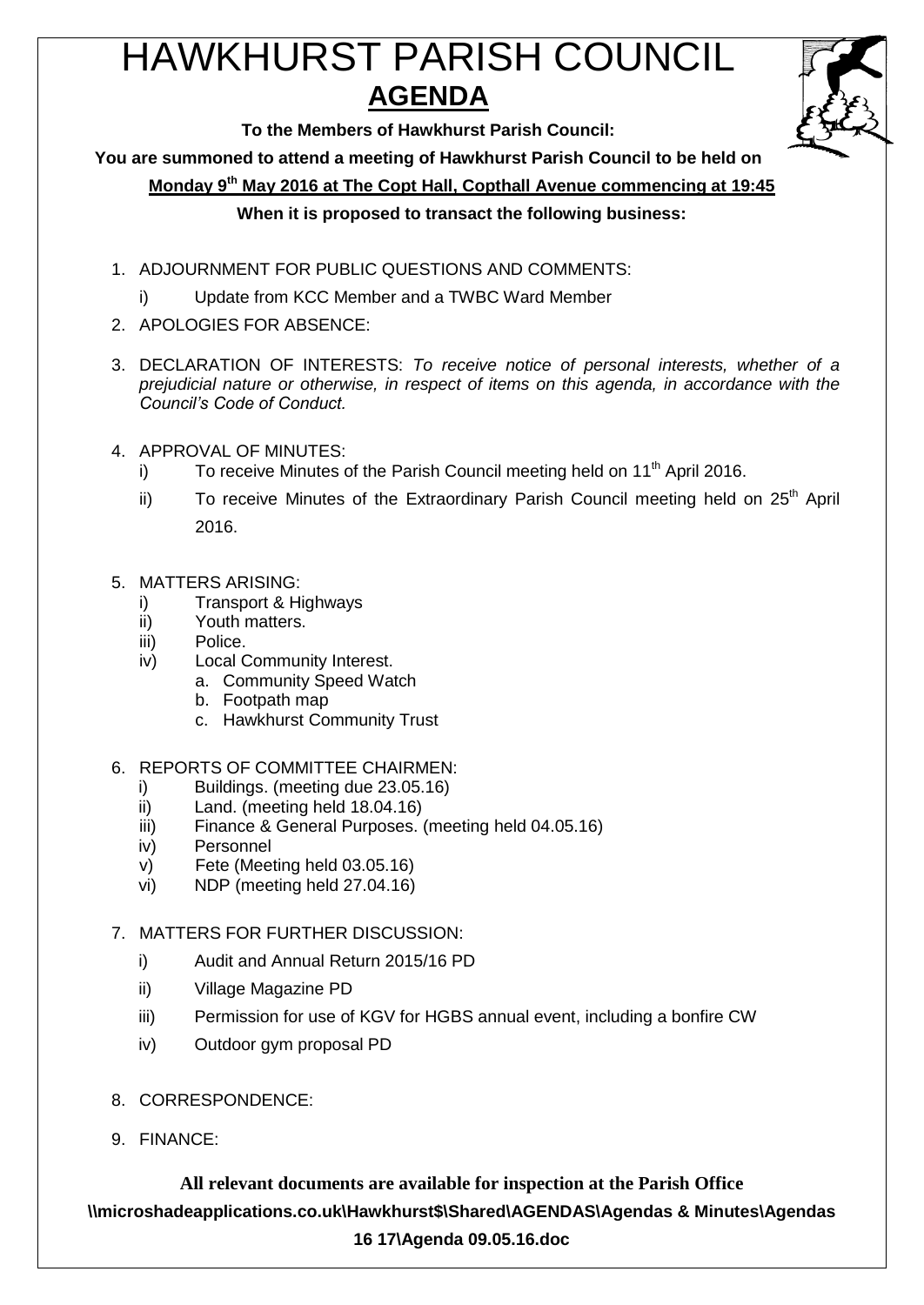# HAWKHURST PARISH COUNCIL

## AGENDA

**To the Members of Hawkhurst Parish Council:**

**You are summoned to attend a meeting of Hawkhurst Parish Council to be held on**

**Monday 9th May 2016 at The Copt Hall, Copthall Avenue commencing at 19:45**

**When it is proposed to transact the following business:**

1. ADJOURNMENT FOR PUBLIC QUESTIONS AND COMMENTS:
   i) Update from KCC Member and a TWBC Ward Member
2. APOLOGIES FOR ABSENCE:
3. DECLARATION OF INTERESTS: *To receive notice of personal interests, whether of a prejudicial nature or otherwise, in respect of items on this agenda, in accordance with the Council's Code of Conduct.*
4. APPROVAL OF MINUTES:
   i) To receive Minutes of the Parish Council meeting held on 11th April 2016.
   ii) To receive Minutes of the Extraordinary Parish Council meeting held on 25th April 2016.
5. MATTERS ARISING:
   i) Transport & Highways
   ii) Youth matters.
   iii) Police.
   iv) Local Community Interest.
      a. Community Speed Watch
      b. Footpath map
      c. Hawkhurst Community Trust
6. REPORTS OF COMMITTEE CHAIRMEN:
   i) Buildings. (meeting due 23.05.16)
   ii) Land. (meeting held 18.04.16)
   iii) Finance & General Purposes. (meeting held 04.05.16)
   iv) Personnel
   v) Fete (Meeting held 03.05.16)
   vi) NDP (meeting held 27.04.16)
7. MATTERS FOR FURTHER DISCUSSION:
   i) Audit and Annual Return 2015/16 PD
   ii) Village Magazine PD
   iii) Permission for use of KGV for HGBS annual event, including a bonfire CW
   iv) Outdoor gym proposal PD
8. CORRESPONDENCE:
9. FINANCE:

**All relevant documents are available for inspection at the Parish Office**

**\\microshadeapplications.co.uk\Hawkhurst$\Shared\AGENDAS\Agendas & Minutes\Agendas 16 17\Agenda 09.05.16.doc**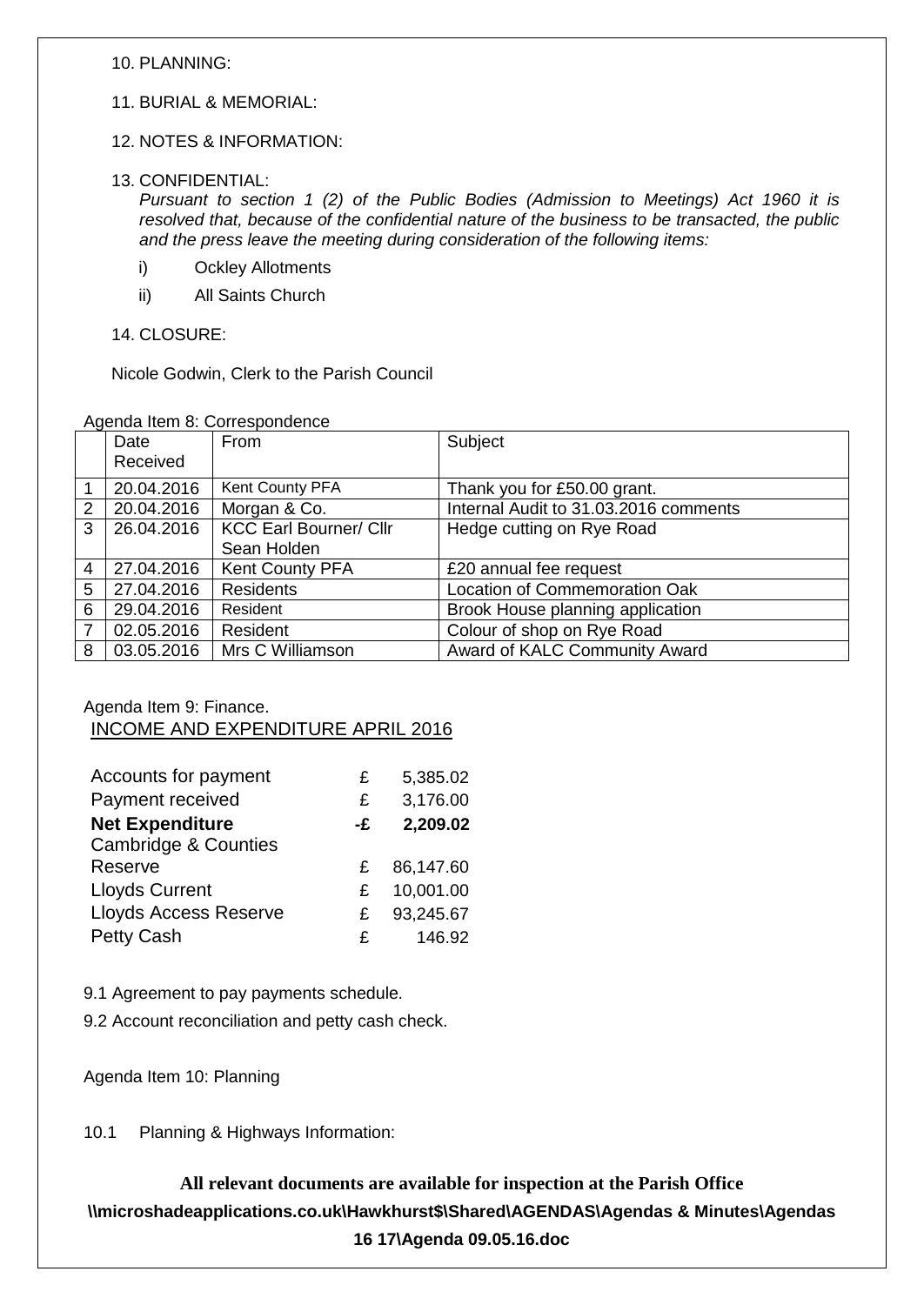10. PLANNING:

11. BURIAL & MEMORIAL:

12. NOTES & INFORMATION:

13. CONFIDENTIAL:
*Pursuant to section 1 (2) of the Public Bodies (Admission to Meetings) Act 1960 it is resolved that, because of the confidential nature of the business to be transacted, the public and the press leave the meeting during consideration of the following items:*

   i) Ockley Allotments

   ii) All Saints Church

14. CLOSURE:

Nicole Godwin, Clerk to the Parish Council

Agenda Item 8: Correspondence

| | Date Received | From | Subject |
|---|---|---|---|
| 1 | 20.04.2016 | Kent County PFA | Thank you for £50.00 grant. |
| 2 | 20.04.2016 | Morgan & Co. | Internal Audit to 31.03.2016 comments |
| 3 | 26.04.2016 | KCC Earl Bourner/ Cllr Sean Holden | Hedge cutting on Rye Road |
| 4 | 27.04.2016 | Kent County PFA | £20 annual fee request |
| 5 | 27.04.2016 | Residents | Location of Commemoration Oak |
| 6 | 29.04.2016 | Resident | Brook House planning application |
| 7 | 02.05.2016 | Resident | Colour of shop on Rye Road |
| 8 | 03.05.2016 | Mrs C Williamson | Award of KALC Community Award |

Agenda Item 9: Finance.

INCOME AND EXPENDITURE APRIL 2016

| | | |
|---|---|---|
| Accounts for payment | £ | 5,385.02 |
| Payment received | £ | 3,176.00 |
| **Net Expenditure** | **-£** | **2,209.02** |
| Cambridge & Counties Reserve | £ | 86,147.60 |
| Lloyds Current | £ | 10,001.00 |
| Lloyds Access Reserve | £ | 93,245.67 |
| Petty Cash | £ | 146.92 |

9.1 Agreement to pay payments schedule.

9.2 Account reconciliation and petty cash check.

Agenda Item 10: Planning

10.1 Planning & Highways Information:

**All relevant documents are available for inspection at the Parish Office**
**\\microshadeapplications.co.uk\Hawkhurst$\Shared\AGENDAS\Agendas & Minutes\Agendas 16 17\Agenda 09.05.16.doc**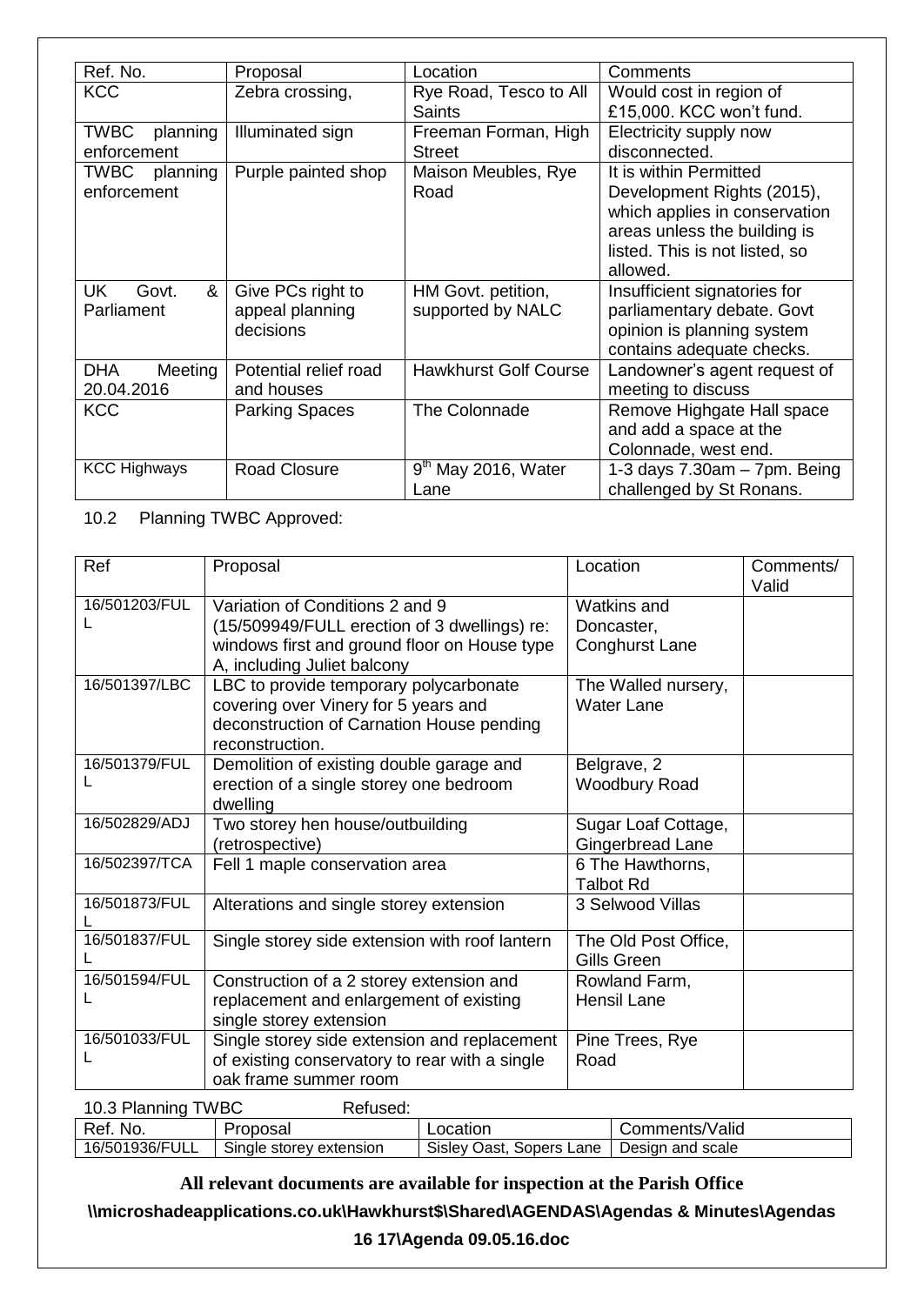| Ref. No. | Proposal | Location | Comments |
| --- | --- | --- | --- |
| KCC | Zebra crossing, | Rye Road, Tesco to All Saints | Would cost in region of £15,000. KCC won't fund. |
| TWBC planning enforcement | Illuminated sign | Freeman Forman, High Street | Electricity supply now disconnected. |
| TWBC planning enforcement | Purple painted shop | Maison Meubles, Rye Road | It is within Permitted Development Rights (2015), which applies in conservation areas unless the building is listed. This is not listed, so allowed. |
| UK Govt. & Parliament | Give PCs right to appeal planning decisions | HM Govt. petition, supported by NALC | Insufficient signatories for parliamentary debate. Govt opinion is planning system contains adequate checks. |
| DHA Meeting 20.04.2016 | Potential relief road and houses | Hawkhurst Golf Course | Landowner's agent request of meeting to discuss |
| KCC | Parking Spaces | The Colonnade | Remove Highgate Hall space and add a space at the Colonnade, west end. |
| KCC Highways | Road Closure | 9th May 2016, Water Lane | 1-3 days 7.30am – 7pm. Being challenged by St Ronans. |

10.2 Planning TWBC Approved:

| Ref | Proposal | Location | Comments/ Valid |
| --- | --- | --- | --- |
| 16/501203/FULL | Variation of Conditions 2 and 9 (15/509949/FULL erection of 3 dwellings) re: windows first and ground floor on House type A, including Juliet balcony | Watkins and Doncaster, Conghurst Lane | |
| 16/501397/LBC | LBC to provide temporary polycarbonate covering over Vinery for 5 years and deconstruction of Carnation House pending reconstruction. | The Walled nursery, Water Lane | |
| 16/501379/FULL | Demolition of existing double garage and erection of a single storey one bedroom dwelling | Belgrave, 2 Woodbury Road | |
| 16/502829/ADJ | Two storey hen house/outbuilding (retrospective) | Sugar Loaf Cottage, Gingerbread Lane | |
| 16/502397/TCA | Fell 1 maple conservation area | 6 The Hawthorns, Talbot Rd | |
| 16/501873/FULL | Alterations and single storey extension | 3 Selwood Villas | |
| 16/501837/FULL | Single storey side extension with roof lantern | The Old Post Office, Gills Green | |
| 16/501594/FULL | Construction of a 2 storey extension and replacement and enlargement of existing single storey extension | Rowland Farm, Hensil Lane | |
| 16/501033/FULL | Single storey side extension and replacement of existing conservatory to rear with a single oak frame summer room | Pine Trees, Rye Road | |

10.3 Planning TWBC Refused:

| Ref. No. | Proposal | Location | Comments/Valid |
| --- | --- | --- | --- |
| 16/501936/FULL | Single storey extension | Sisley Oast, Sopers Lane | Design and scale |

**All relevant documents are available for inspection at the Parish Office**

**\\microshadeapplications.co.uk\Hawkhurst$\Shared\AGENDAS\Agendas & Minutes\Agendas 16 17\Agenda 09.05.16.doc**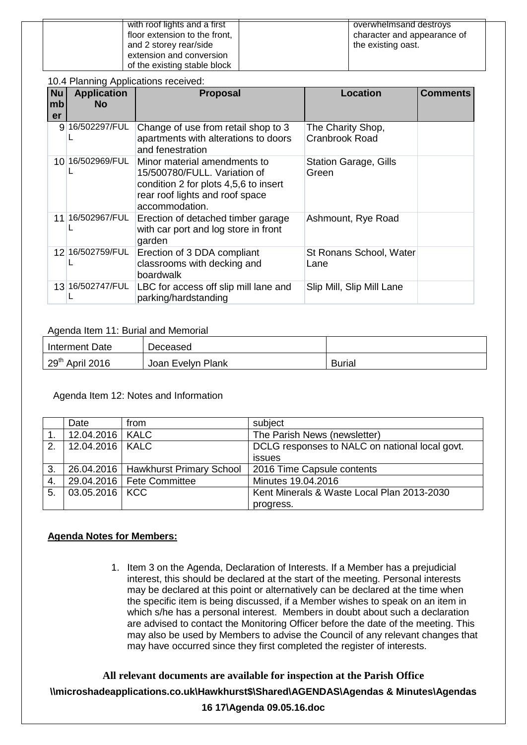| | | | |
|---|---|---|---|
| | with roof lights and a first floor extension to the front, and 2 storey rear/side extension and conversion of the existing stable block | | overwhelmsand destroys character and appearance of the existing oast. |

10.4 Planning Applications received:

| Number | Application No | Proposal | Location | Comments |
|---|---|---|---|---|
| 9 | 16/502297/FULL | Change of use from retail shop to 3 apartments with alterations to doors and fenestration | The Charity Shop, Cranbrook Road | |
| 10 | 16/502969/FULL | Minor material amendments to 15/500780/FULL. Variation of condition 2 for plots 4,5,6 to insert rear roof lights and roof space accommodation. | Station Garage, Gills Green | |
| 11 | 16/502967/FULL | Erection of detached timber garage with car port and log store in front garden | Ashmount, Rye Road | |
| 12 | 16/502759/FULL | Erection of 3 DDA compliant classrooms with decking and boardwalk | St Ronans School, Water Lane | |
| 13 | 16/502747/FULL | LBC for access off slip mill lane and parking/hardstanding | Slip Mill, Slip Mill Lane | |

Agenda Item 11: Burial and Memorial

| Interment Date | Deceased | |
|---|---|---|
| 29th April 2016 | Joan Evelyn Plank | Burial |

Agenda Item 12: Notes and Information

| | Date | from | subject |
|---|---|---|---|
| 1. | 12.04.2016 | KALC | The Parish News (newsletter) |
| 2. | 12.04.2016 | KALC | DCLG responses to NALC on national local govt. issues |
| 3. | 26.04.2016 | Hawkhurst Primary School | 2016 Time Capsule contents |
| 4. | 29.04.2016 | Fete Committee | Minutes 19.04.2016 |
| 5. | 03.05.2016 | KCC | Kent Minerals & Waste Local Plan 2013-2030 progress. |

**Agenda Notes for Members:**

1. Item 3 on the Agenda, Declaration of Interests. If a Member has a prejudicial interest, this should be declared at the start of the meeting. Personal interests may be declared at this point or alternatively can be declared at the time when the specific item is being discussed, if a Member wishes to speak on an item in which s/he has a personal interest. Members in doubt about such a declaration are advised to contact the Monitoring Officer before the date of the meeting. This may also be used by Members to advise the Council of any relevant changes that may have occurred since they first completed the register of interests.

**All relevant documents are available for inspection at the Parish Office**

**\\microshadeapplications.co.uk\Hawkhurst$\Shared\AGENDAS\Agendas & Minutes\Agendas 16 17\Agenda 09.05.16.doc**